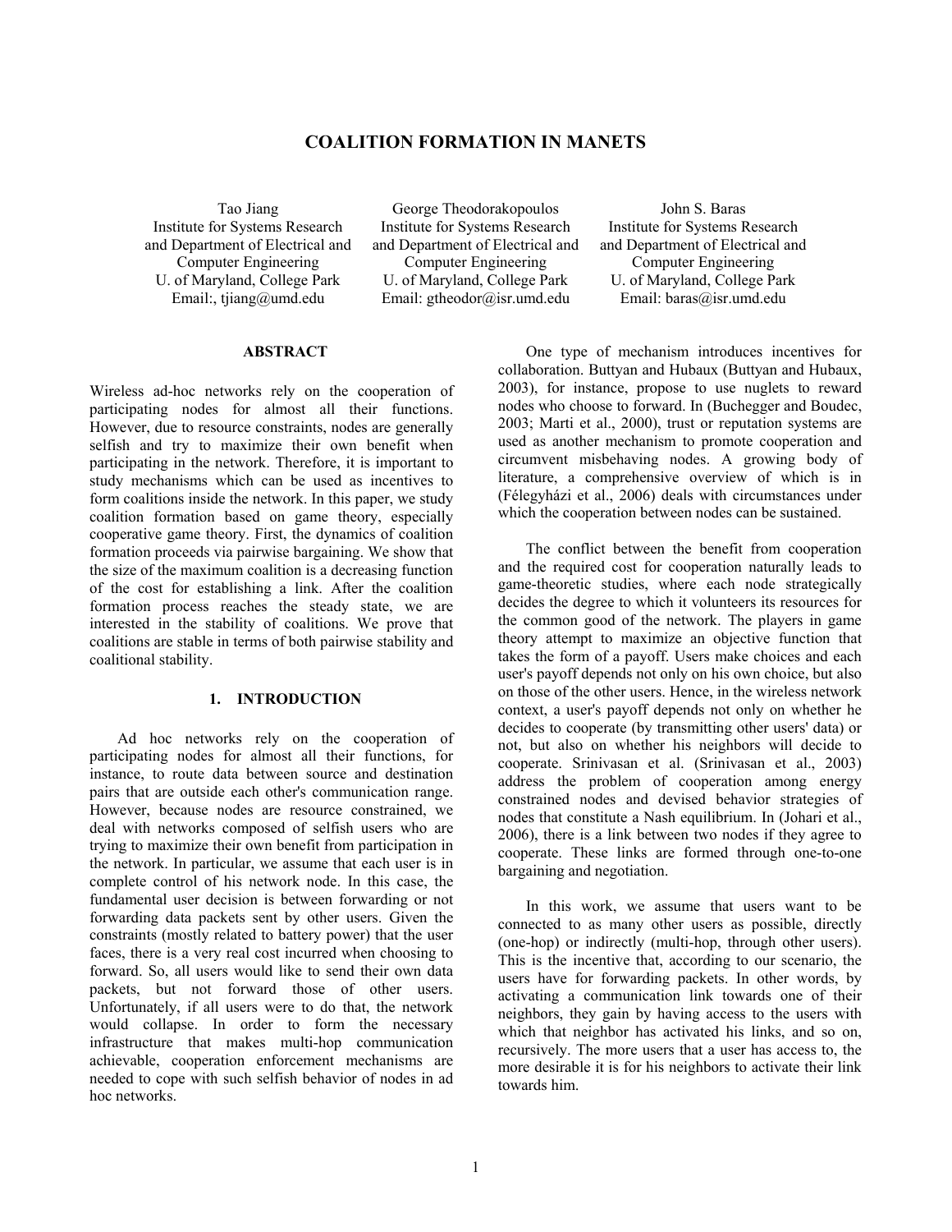# COALITION FORMATION IN MANETS

Tao Jiang
Institute for Systems Research and Department of Electrical and Computer Engineering
U. of Maryland, College Park
Email:, tjiang@umd.edu

George Theodorakopoulos
Institute for Systems Research and Department of Electrical and Computer Engineering
U. of Maryland, College Park
Email: gtheodor@isr.umd.edu

John S. Baras
Institute for Systems Research and Department of Electrical and Computer Engineering
U. of Maryland, College Park
Email: baras@isr.umd.edu

## ABSTRACT

Wireless ad-hoc networks rely on the cooperation of participating nodes for almost all their functions. However, due to resource constraints, nodes are generally selfish and try to maximize their own benefit when participating in the network. Therefore, it is important to study mechanisms which can be used as incentives to form coalitions inside the network. In this paper, we study coalition formation based on game theory, especially cooperative game theory. First, the dynamics of coalition formation proceeds via pairwise bargaining. We show that the size of the maximum coalition is a decreasing function of the cost for establishing a link. After the coalition formation process reaches the steady state, we are interested in the stability of coalitions. We prove that coalitions are stable in terms of both pairwise stability and coalitional stability.

## 1. INTRODUCTION

Ad hoc networks rely on the cooperation of participating nodes for almost all their functions, for instance, to route data between source and destination pairs that are outside each other's communication range. However, because nodes are resource constrained, we deal with networks composed of selfish users who are trying to maximize their own benefit from participation in the network. In particular, we assume that each user is in complete control of his network node. In this case, the fundamental user decision is between forwarding or not forwarding data packets sent by other users. Given the constraints (mostly related to battery power) that the user faces, there is a very real cost incurred when choosing to forward. So, all users would like to send their own data packets, but not forward those of other users. Unfortunately, if all users were to do that, the network would collapse. In order to form the necessary infrastructure that makes multi-hop communication achievable, cooperation enforcement mechanisms are needed to cope with such selfish behavior of nodes in ad hoc networks.

One type of mechanism introduces incentives for collaboration. Buttyan and Hubaux (Buttyan and Hubaux, 2003), for instance, propose to use nuglets to reward nodes who choose to forward. In (Buchegger and Boudec, 2003; Marti et al., 2000), trust or reputation systems are used as another mechanism to promote cooperation and circumvent misbehaving nodes. A growing body of literature, a comprehensive overview of which is in (Félegyházi et al., 2006) deals with circumstances under which the cooperation between nodes can be sustained.

The conflict between the benefit from cooperation and the required cost for cooperation naturally leads to game-theoretic studies, where each node strategically decides the degree to which it volunteers its resources for the common good of the network. The players in game theory attempt to maximize an objective function that takes the form of a payoff. Users make choices and each user's payoff depends not only on his own choice, but also on those of the other users. Hence, in the wireless network context, a user's payoff depends not only on whether he decides to cooperate (by transmitting other users' data) or not, but also on whether his neighbors will decide to cooperate. Srinivasan et al. (Srinivasan et al., 2003) address the problem of cooperation among energy constrained nodes and devised behavior strategies of nodes that constitute a Nash equilibrium. In (Johari et al., 2006), there is a link between two nodes if they agree to cooperate. These links are formed through one-to-one bargaining and negotiation.

In this work, we assume that users want to be connected to as many other users as possible, directly (one-hop) or indirectly (multi-hop, through other users). This is the incentive that, according to our scenario, the users have for forwarding packets. In other words, by activating a communication link towards one of their neighbors, they gain by having access to the users with which that neighbor has activated his links, and so on, recursively. The more users that a user has access to, the more desirable it is for his neighbors to activate their link towards him.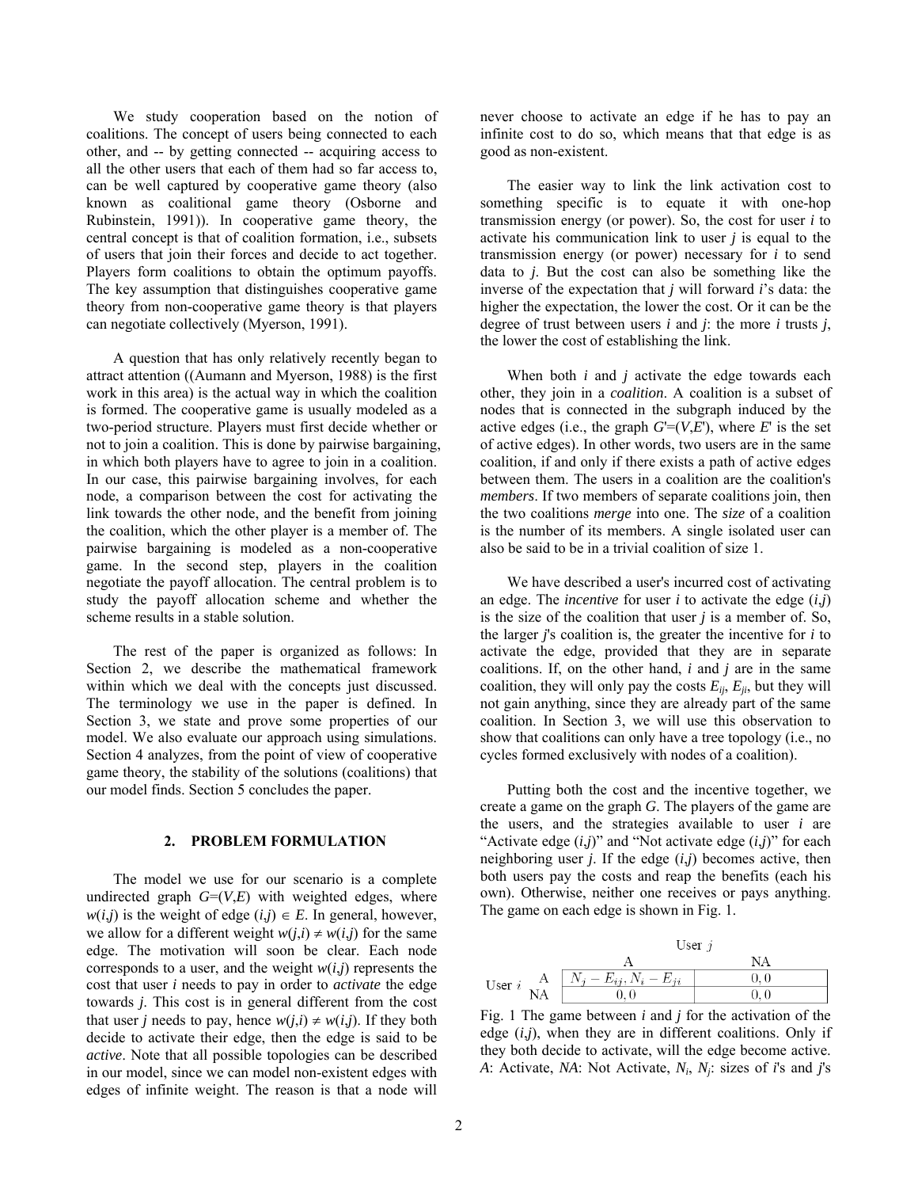We study cooperation based on the notion of coalitions. The concept of users being connected to each other, and -- by getting connected -- acquiring access to all the other users that each of them had so far access to, can be well captured by cooperative game theory (also known as coalitional game theory (Osborne and Rubinstein, 1991)). In cooperative game theory, the central concept is that of coalition formation, i.e., subsets of users that join their forces and decide to act together. Players form coalitions to obtain the optimum payoffs. The key assumption that distinguishes cooperative game theory from non-cooperative game theory is that players can negotiate collectively (Myerson, 1991).

A question that has only relatively recently began to attract attention ((Aumann and Myerson, 1988) is the first work in this area) is the actual way in which the coalition is formed. The cooperative game is usually modeled as a two-period structure. Players must first decide whether or not to join a coalition. This is done by pairwise bargaining, in which both players have to agree to join in a coalition. In our case, this pairwise bargaining involves, for each node, a comparison between the cost for activating the link towards the other node, and the benefit from joining the coalition, which the other player is a member of. The pairwise bargaining is modeled as a non-cooperative game. In the second step, players in the coalition negotiate the payoff allocation. The central problem is to study the payoff allocation scheme and whether the scheme results in a stable solution.

The rest of the paper is organized as follows: In Section 2, we describe the mathematical framework within which we deal with the concepts just discussed. The terminology we use in the paper is defined. In Section 3, we state and prove some properties of our model. We also evaluate our approach using simulations. Section 4 analyzes, from the point of view of cooperative game theory, the stability of the solutions (coalitions) that our model finds. Section 5 concludes the paper.

## 2. PROBLEM FORMULATION

The model we use for our scenario is a complete undirected graph $G=(V,E)$ with weighted edges, where $w(i,j)$ is the weight of edge $(i,j) \in E$. In general, however, we allow for a different weight $w(j,i) \neq w(i,j)$ for the same edge. The motivation will soon be clear. Each node corresponds to a user, and the weight $w(i,j)$ represents the cost that user $i$ needs to pay in order to *activate* the edge towards $j$. This cost is in general different from the cost that user $j$ needs to pay, hence $w(j,i) \neq w(i,j)$. If they both decide to activate their edge, then the edge is said to be *active*. Note that all possible topologies can be described in our model, since we can model non-existent edges with edges of infinite weight. The reason is that a node will never choose to activate an edge if he has to pay an infinite cost to do so, which means that that edge is as good as non-existent.

The easier way to link the link activation cost to something specific is to equate it with one-hop transmission energy (or power). So, the cost for user $i$ to activate his communication link to user $j$ is equal to the transmission energy (or power) necessary for $i$ to send data to $j$. But the cost can also be something like the inverse of the expectation that $j$ will forward $i$'s data: the higher the expectation, the lower the cost. Or it can be the degree of trust between users $i$ and $j$: the more $i$ trusts $j$, the lower the cost of establishing the link.

When both $i$ and $j$ activate the edge towards each other, they join in a *coalition*. A coalition is a subset of nodes that is connected in the subgraph induced by the active edges (i.e., the graph $G'=(V,E')$, where $E'$ is the set of active edges). In other words, two users are in the same coalition, if and only if there exists a path of active edges between them. The users in a coalition are the coalition's *members*. If two members of separate coalitions join, then the two coalitions *merge* into one. The *size* of a coalition is the number of its members. A single isolated user can also be said to be in a trivial coalition of size 1.

We have described a user's incurred cost of activating an edge. The *incentive* for user $i$ to activate the edge $(i,j)$ is the size of the coalition that user $j$ is a member of. So, the larger $j$'s coalition is, the greater the incentive for $i$ to activate the edge, provided that they are in separate coalitions. If, on the other hand, $i$ and $j$ are in the same coalition, they will only pay the costs $E_{ij}$, $E_{ji}$, but they will not gain anything, since they are already part of the same coalition. In Section 3, we will use this observation to show that coalitions can only have a tree topology (i.e., no cycles formed exclusively with nodes of a coalition).

Putting both the cost and the incentive together, we create a game on the graph $G$. The players of the game are the users, and the strategies available to user $i$ are "Activate edge $(i,j)$" and "Not activate edge $(i,j)$" for each neighboring user $j$. If the edge $(i,j)$ becomes active, then both users pay the costs and reap the benefits (each his own). Otherwise, neither one receives or pays anything. The game on each edge is shown in Fig. 1.

| | | User $j$ | |
|---|---|---|---|
| | | A | NA |
| User $i$ | A | $N_j - E_{ij}, N_i - E_{ji}$ | $0, 0$ |
| | NA | $0, 0$ | $0, 0$ |

Fig. 1 The game between $i$ and $j$ for the activation of the edge $(i,j)$, when they are in different coalitions. Only if they both decide to activate, will the edge become active. *A*: Activate, *NA*: Not Activate, $N_i$, $N_j$: sizes of $i$'s and $j$'s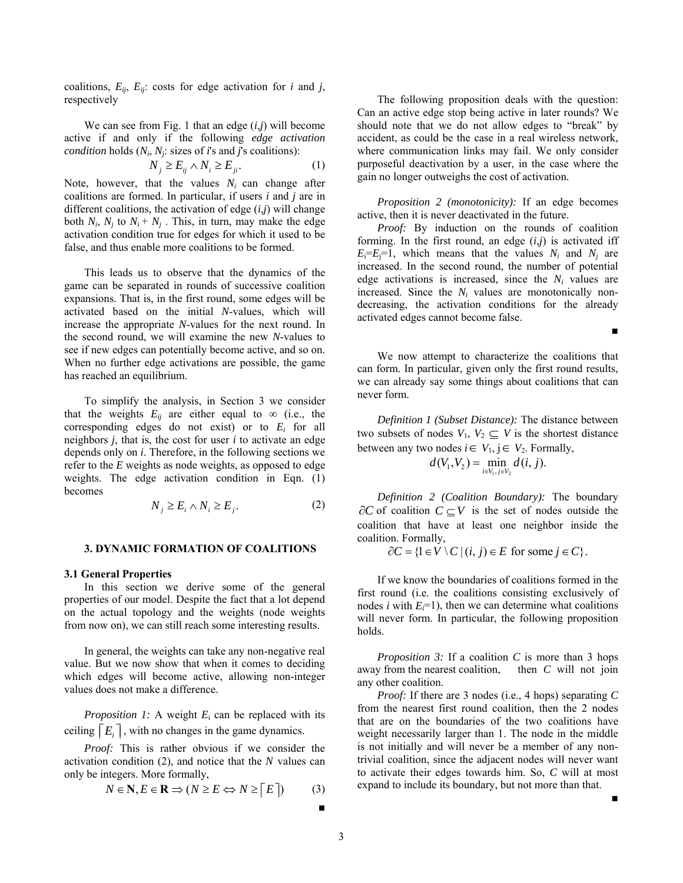coalitions, $E_{ij}$, $E_{ij}$: costs for edge activation for *i* and *j*, respectively

We can see from Fig. 1 that an edge (*i*,*j*) will become active if and only if the following *edge activation condition* holds ($N_i$, $N_j$: sizes of *i*'s and *j*'s coalitions):

$$N_j \geq E_{ij} \wedge N_i \geq E_{ji}. \tag{1}$$

Note, however, that the values $N_i$ can change after coalitions are formed. In particular, if users *i* and *j* are in different coalitions, the activation of edge (*i*,*j*) will change both $N_i$, $N_j$ to $N_i + N_j$ . This, in turn, may make the edge activation condition true for edges for which it used to be false, and thus enable more coalitions to be formed.

This leads us to observe that the dynamics of the game can be separated in rounds of successive coalition expansions. That is, in the first round, some edges will be activated based on the initial *N*-values, which will increase the appropriate *N*-values for the next round. In the second round, we will examine the new *N*-values to see if new edges can potentially become active, and so on. When no further edge activations are possible, the game has reached an equilibrium.

To simplify the analysis, in Section 3 we consider that the weights $E_{ij}$ are either equal to $\infty$ (i.e., the corresponding edges do not exist) or to $E_i$ for all neighbors *j*, that is, the cost for user *i* to activate an edge depends only on *i*. Therefore, in the following sections we refer to the *E* weights as node weights, as opposed to edge weights. The edge activation condition in Eqn. (1) becomes

$$N_j \geq E_i \wedge N_i \geq E_j. \tag{2}$$

## 3. DYNAMIC FORMATION OF COALITIONS

### 3.1 General Properties

In this section we derive some of the general properties of our model. Despite the fact that a lot depend on the actual topology and the weights (node weights from now on), we can still reach some interesting results.

In general, the weights can take any non-negative real value. But we now show that when it comes to deciding which edges will become active, allowing non-integer values does not make a difference.

*Proposition 1:* A weight $E_i$ can be replaced with its ceiling $\lceil E_i \rceil$, with no changes in the game dynamics.

*Proof:* This is rather obvious if we consider the activation condition (2), and notice that the *N* values can only be integers. More formally,

$$N \in \mathbf{N}, E \in \mathbf{R} \Rightarrow (N \geq E \Leftrightarrow N \geq \lceil E \rceil) \tag{3}$$

■

The following proposition deals with the question: Can an active edge stop being active in later rounds? We should note that we do not allow edges to "break" by accident, as could be the case in a real wireless network, where communication links may fail. We only consider purposeful deactivation by a user, in the case where the gain no longer outweighs the cost of activation.

*Proposition 2 (monotonicity):* If an edge becomes active, then it is never deactivated in the future.

*Proof:* By induction on the rounds of coalition forming. In the first round, an edge (*i*,*j*) is activated iff $E_i$=$E_j$=1, which means that the values $N_i$ and $N_j$ are increased. In the second round, the number of potential edge activations is increased, since the $N_i$ values are increased. Since the $N_i$ values are monotonically non-decreasing, the activation conditions for the already activated edges cannot become false.

■

We now attempt to characterize the coalitions that can form. In particular, given only the first round results, we can already say some things about coalitions that can never form.

*Definition 1 (Subset Distance):* The distance between two subsets of nodes $V_1$, $V_2 \subseteq V$ is the shortest distance between any two nodes $i \in V_1$, $j \in V_2$. Formally,

$$d(V_1, V_2) = \min_{i \in V_1, j \in V_2} d(i, j).$$

*Definition 2 (Coalition Boundary):* The boundary $\partial C$ of coalition $C \subseteq V$ is the set of nodes outside the coalition that have at least one neighbor inside the coalition. Formally,

$$\partial C = \{1 \in V \setminus C \mid (i, j) \in E \text{ for some } j \in C\}.$$

If we know the boundaries of coalitions formed in the first round (i.e. the coalitions consisting exclusively of nodes *i* with $E_i$=1), then we can determine what coalitions will never form. In particular, the following proposition holds.

*Proposition 3:* If a coalition *C* is more than 3 hops away from the nearest coalition, then *C* will not join any other coalition.

*Proof:* If there are 3 nodes (i.e., 4 hops) separating *C* from the nearest first round coalition, then the 2 nodes that are on the boundaries of the two coalitions have weight necessarily larger than 1. The node in the middle is not initially and will never be a member of any non-trivial coalition, since the adjacent nodes will never want to activate their edges towards him. So, *C* will at most expand to include its boundary, but not more than that.

■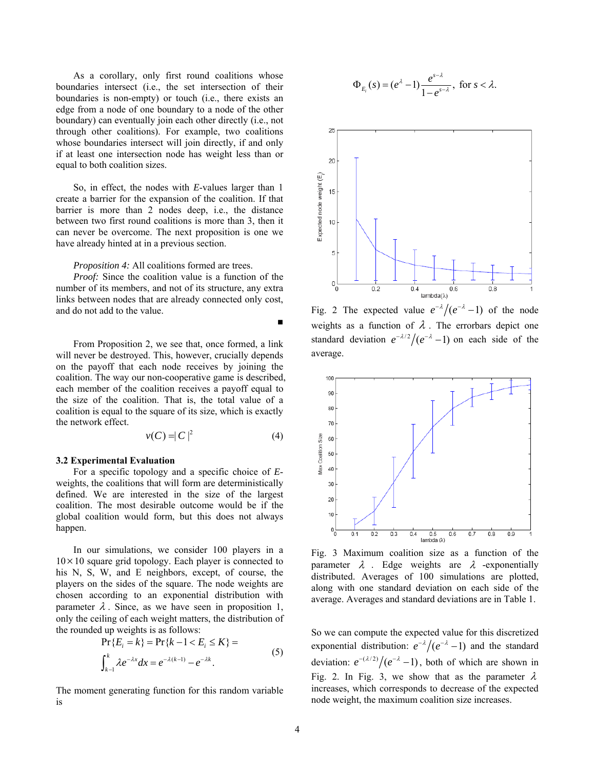As a corollary, only first round coalitions whose boundaries intersect (i.e., the set intersection of their boundaries is non-empty) or touch (i.e., there exists an edge from a node of one boundary to a node of the other boundary) can eventually join each other directly (i.e., not through other coalitions). For example, two coalitions whose boundaries intersect will join directly, if and only if at least one intersection node has weight less than or equal to both coalition sizes.

So, in effect, the nodes with *E*-values larger than 1 create a barrier for the expansion of the coalition. If that barrier is more than 2 nodes deep, i.e., the distance between two first round coalitions is more than 3, then it can never be overcome. The next proposition is one we have already hinted at in a previous section.

*Proposition 4:* All coalitions formed are trees.

*Proof:* Since the coalition value is a function of the number of its members, and not of its structure, any extra links between nodes that are already connected only cost, and do not add to the value.

■

From Proposition 2, we see that, once formed, a link will never be destroyed. This, however, crucially depends on the payoff that each node receives by joining the coalition. The way our non-cooperative game is described, each member of the coalition receives a payoff equal to the size of the coalition. That is, the total value of a coalition is equal to the square of its size, which is exactly the network effect.

$$v(C) = |C|^2 \tag{4}$$

### 3.2 Experimental Evaluation

For a specific topology and a specific choice of *E*-weights, the coalitions that will form are deterministically defined. We are interested in the size of the largest coalition. The most desirable outcome would be if the global coalition would form, but this does not always happen.

In our simulations, we consider 100 players in a $10 \times 10$ square grid topology. Each player is connected to his N, S, W, and E neighbors, except, of course, the players on the sides of the square. The node weights are chosen according to an exponential distribution with parameter $\lambda$. Since, as we have seen in proposition 1, only the ceiling of each weight matters, the distribution of the rounded up weights is as follows:

$$\Pr\{E_i = k\} = \Pr\{k-1 < E_i \le K\} = \int_{k-1}^{k} \lambda e^{-\lambda x} dx = e^{-\lambda(k-1)} - e^{-\lambda k}. \tag{5}$$

The moment generating function for this random variable is

$$\Phi_{E_i}(s) = (e^{\lambda} - 1)\frac{e^{s-\lambda}}{1-e^{s-\lambda}}, \text{ for } s < \lambda.$$

Fig. 2 The expected value $e^{-\lambda}/(e^{-\lambda}-1)$ of the node weights as a function of $\lambda$. The errorbars depict one standard deviation $e^{-\lambda/2}/(e^{-\lambda}-1)$ on each side of the average.

Fig. 3 Maximum coalition size as a function of the parameter $\lambda$. Edge weights are $\lambda$ -exponentially distributed. Averages of 100 simulations are plotted, along with one standard deviation on each side of the average. Averages and standard deviations are in Table 1.

So we can compute the expected value for this discretized exponential distribution: $e^{-\lambda}/(e^{-\lambda}-1)$ and the standard deviation: $e^{-(\lambda/2)}/(e^{-\lambda}-1)$, both of which are shown in Fig. 2. In Fig. 3, we show that as the parameter $\lambda$ increases, which corresponds to decrease of the expected node weight, the maximum coalition size increases.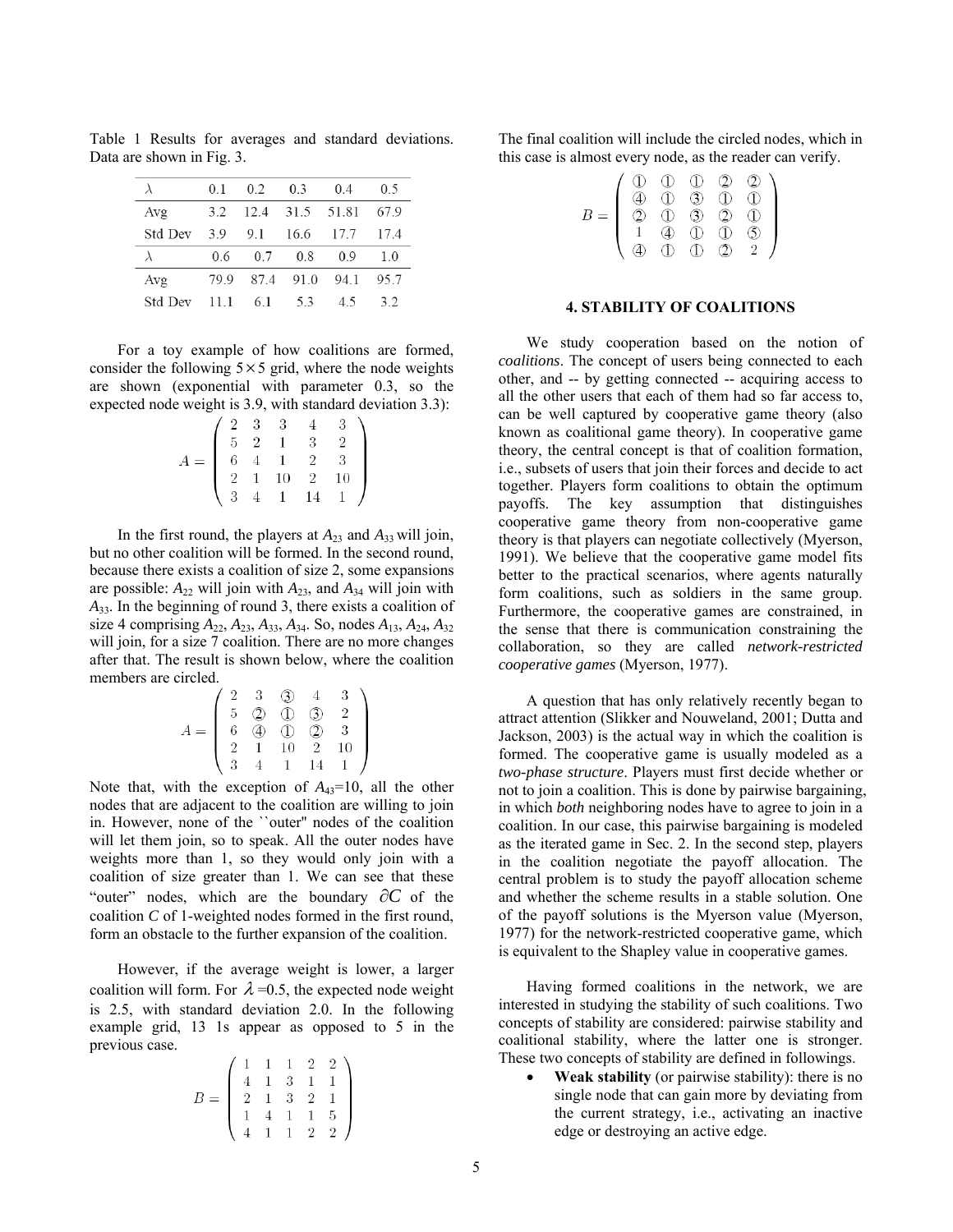Table 1 Results for averages and standard deviations. Data are shown in Fig. 3.

| $\lambda$ | 0.1 | 0.2 | 0.3 | 0.4 | 0.5 |
|---|---|---|---|---|---|
| Avg | 3.2 | 12.4 | 31.5 | 51.81 | 67.9 |
| Std Dev | 3.9 | 9.1 | 16.6 | 17.7 | 17.4 |
| $\lambda$ | 0.6 | 0.7 | 0.8 | 0.9 | 1.0 |
| Avg | 79.9 | 87.4 | 91.0 | 94.1 | 95.7 |
| Std Dev | 11.1 | 6.1 | 5.3 | 4.5 | 3.2 |

For a toy example of how coalitions are formed, consider the following $5 \times 5$ grid, where the node weights are shown (exponential with parameter 0.3, so the expected node weight is 3.9, with standard deviation 3.3):

$$A = \begin{pmatrix} 2 & 3 & 3 & 4 & 3 \\ 5 & 2 & 1 & 3 & 2 \\ 6 & 4 & 1 & 2 & 3 \\ 2 & 1 & 10 & 2 & 10 \\ 3 & 4 & 1 & 14 & 1 \end{pmatrix}$$

In the first round, the players at $A_{23}$ and $A_{33}$ will join, but no other coalition will be formed. In the second round, because there exists a coalition of size 2, some expansions are possible: $A_{22}$ will join with $A_{23}$, and $A_{34}$ will join with $A_{33}$. In the beginning of round 3, there exists a coalition of size 4 comprising $A_{22}$, $A_{23}$, $A_{33}$, $A_{34}$. So, nodes $A_{13}$, $A_{24}$, $A_{32}$ will join, for a size 7 coalition. There are no more changes after that. The result is shown below, where the coalition members are circled.

$$A = \begin{pmatrix} 2 & 3 & ③ & 4 & 3 \\ 5 & ② & ① & ③ & 2 \\ 6 & ④ & ① & ② & 3 \\ 2 & 1 & 10 & 2 & 10 \\ 3 & 4 & 1 & 14 & 1 \end{pmatrix}$$

Note that, with the exception of $A_{43}$=10, all the other nodes that are adjacent to the coalition are willing to join in. However, none of the ``outer'' nodes of the coalition will let them join, so to speak. All the outer nodes have weights more than 1, so they would only join with a coalition of size greater than 1. We can see that these "outer" nodes, which are the boundary $\partial C$ of the coalition $C$ of 1-weighted nodes formed in the first round, form an obstacle to the further expansion of the coalition.

However, if the average weight is lower, a larger coalition will form. For $\lambda$ =0.5, the expected node weight is 2.5, with standard deviation 2.0. In the following example grid, 13 1s appear as opposed to 5 in the previous case.

$$B = \begin{pmatrix} 1 & 1 & 1 & 2 & 2 \\ 4 & 1 & 3 & 1 & 1 \\ 2 & 1 & 3 & 2 & 1 \\ 1 & 4 & 1 & 1 & 5 \\ 4 & 1 & 1 & 2 & 2 \end{pmatrix}$$

The final coalition will include the circled nodes, which in this case is almost every node, as the reader can verify.

$$B = \begin{pmatrix} ① & ① & ① & ② & ② \\ ④ & ① & ③ & ① & ① \\ ② & ① & ③ & ② & ① \\ 1 & ④ & ① & ① & ⑤ \\ ④ & ① & ① & ② & 2 \end{pmatrix}$$

## 4. STABILITY OF COALITIONS

We study cooperation based on the notion of *coalitions*. The concept of users being connected to each other, and -- by getting connected -- acquiring access to all the other users that each of them had so far access to, can be well captured by cooperative game theory (also known as coalitional game theory). In cooperative game theory, the central concept is that of coalition formation, i.e., subsets of users that join their forces and decide to act together. Players form coalitions to obtain the optimum payoffs. The key assumption that distinguishes cooperative game theory from non-cooperative game theory is that players can negotiate collectively (Myerson, 1991). We believe that the cooperative game model fits better to the practical scenarios, where agents naturally form coalitions, such as soldiers in the same group. Furthermore, the cooperative games are constrained, in the sense that there is communication constraining the collaboration, so they are called *network-restricted cooperative games* (Myerson, 1977).

A question that has only relatively recently began to attract attention (Slikker and Nouweland, 2001; Dutta and Jackson, 2003) is the actual way in which the coalition is formed. The cooperative game is usually modeled as a *two-phase structure*. Players must first decide whether or not to join a coalition. This is done by pairwise bargaining, in which *both* neighboring nodes have to agree to join in a coalition. In our case, this pairwise bargaining is modeled as the iterated game in Sec. 2. In the second step, players in the coalition negotiate the payoff allocation. The central problem is to study the payoff allocation scheme and whether the scheme results in a stable solution. One of the payoff solutions is the Myerson value (Myerson, 1977) for the network-restricted cooperative game, which is equivalent to the Shapley value in cooperative games.

Having formed coalitions in the network, we are interested in studying the stability of such coalitions. Two concepts of stability are considered: pairwise stability and coalitional stability, where the latter one is stronger. These two concepts of stability are defined in followings.

- **Weak stability** (or pairwise stability): there is no single node that can gain more by deviating from the current strategy, i.e., activating an inactive edge or destroying an active edge.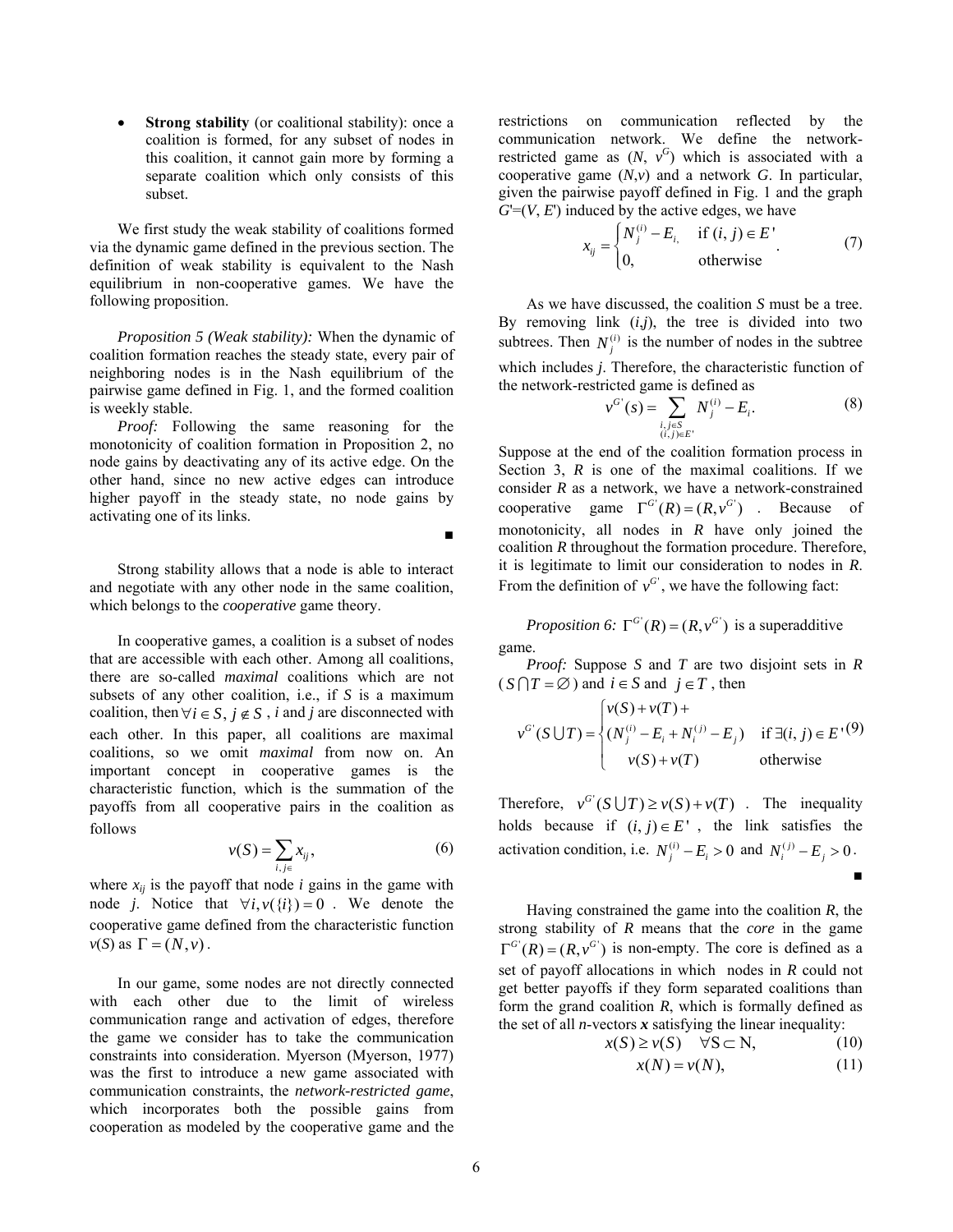- **Strong stability** (or coalitional stability): once a coalition is formed, for any subset of nodes in this coalition, it cannot gain more by forming a separate coalition which only consists of this subset.

We first study the weak stability of coalitions formed via the dynamic game defined in the previous section. The definition of weak stability is equivalent to the Nash equilibrium in non-cooperative games. We have the following proposition.

*Proposition 5 (Weak stability):* When the dynamic of coalition formation reaches the steady state, every pair of neighboring nodes is in the Nash equilibrium of the pairwise game defined in Fig. 1, and the formed coalition is weekly stable.

*Proof:* Following the same reasoning for the monotonicity of coalition formation in Proposition 2, no node gains by deactivating any of its active edge. On the other hand, since no new active edges can introduce higher payoff in the steady state, no node gains by activating one of its links. ∎

Strong stability allows that a node is able to interact and negotiate with any other node in the same coalition, which belongs to the *cooperative* game theory.

In cooperative games, a coalition is a subset of nodes that are accessible with each other. Among all coalitions, there are so-called *maximal* coalitions which are not subsets of any other coalition, i.e., if $S$ is a maximum coalition, then $\forall i \in S, j \notin S$, $i$ and $j$ are disconnected with each other. In this paper, all coalitions are maximal coalitions, so we omit *maximal* from now on. An important concept in cooperative games is the characteristic function, which is the summation of the payoffs from all cooperative pairs in the coalition as follows

$$v(S) = \sum_{i,j \in} x_{ij}, \tag{6}$$

where $x_{ij}$ is the payoff that node $i$ gains in the game with node $j$. Notice that $\forall i, v(\{i\}) = 0$. We denote the cooperative game defined from the characteristic function $v(S)$ as $\Gamma = (N, v)$.

In our game, some nodes are not directly connected with each other due to the limit of wireless communication range and activation of edges, therefore the game we consider has to take the communication constraints into consideration. Myerson (Myerson, 1977) was the first to introduce a new game associated with communication constraints, the *network-restricted game*, which incorporates both the possible gains from cooperation as modeled by the cooperative game and the restrictions on communication reflected by the communication network. We define the network-restricted game as ($N$, $v^G$) which is associated with a cooperative game ($N$,$v$) and a network $G$. In particular, given the pairwise payoff defined in Fig. 1 and the graph $G'$=($V$, $E'$) induced by the active edges, we have

$$x_{ij} = \begin{cases} N_j^{(i)} - E_i, & \text{if } (i,j) \in E' \\ 0, & \text{otherwise} \end{cases}. \tag{7}$$

As we have discussed, the coalition $S$ must be a tree. By removing link ($i$,$j$), the tree is divided into two subtrees. Then $N_j^{(i)}$ is the number of nodes in the subtree which includes $j$. Therefore, the characteristic function of the network-restricted game is defined as

$$v^{G'}(s) = \sum_{\substack{i,j \in S \\ (i,j) \in E'}} N_j^{(i)} - E_i. \tag{8}$$

Suppose at the end of the coalition formation process in Section 3, $R$ is one of the maximal coalitions. If we consider $R$ as a network, we have a network-constrained cooperative game $\Gamma^{G'}(R) = (R, v^{G'})$. Because of monotonicity, all nodes in $R$ have only joined the coalition $R$ throughout the formation procedure. Therefore, it is legitimate to limit our consideration to nodes in $R$. From the definition of $v^{G'}$, we have the following fact:

*Proposition 6:* $\Gamma^{G'}(R) = (R, v^{G'})$ is a superadditive game.

*Proof:* Suppose $S$ and $T$ are two disjoint sets in $R$ ($S \cap T = \varnothing$) and $i \in S$ and $j \in T$, then

$$v^{G'}(S \cup T) = \begin{cases} v(S) + v(T) + \\ (N_j^{(i)} - E_i + N_i^{(j)} - E_j) & \text{if } \exists (i,j) \in E' \\ v(S) + v(T) & \text{otherwise} \end{cases} \tag{9}$$

Therefore, $v^{G'}(S \cup T) \geq v(S) + v(T)$. The inequality holds because if $(i,j) \in E'$, the link satisfies the activation condition, i.e. $N_j^{(i)} - E_i > 0$ and $N_i^{(j)} - E_j > 0$. ∎

Having constrained the game into the coalition $R$, the strong stability of $R$ means that the *core* in the game $\Gamma^{G'}(R) = (R, v^{G'})$ is non-empty. The core is defined as a set of payoff allocations in which nodes in $R$ could not get better payoffs if they form separated coalitions than form the grand coalition $R$, which is formally defined as the set of all $n$-vectors $\boldsymbol{x}$ satisfying the linear inequality:

$$x(S) \geq v(S) \quad \forall \mathrm{S} \subset \mathrm{N}, \tag{10}$$

$$x(N) = v(N), \tag{11}$$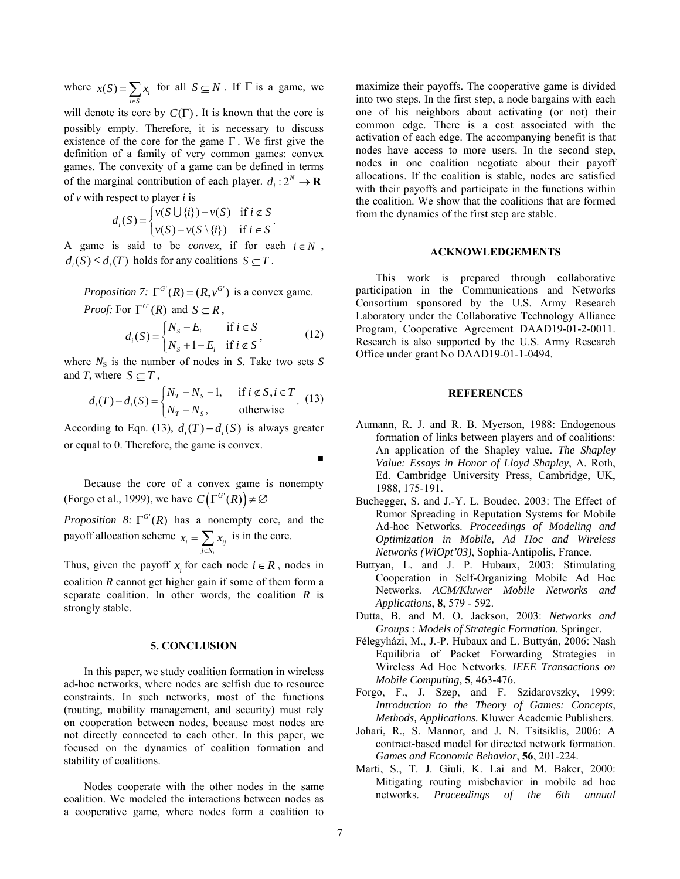where $x(S) = \sum_{i \in S} x_i$ for all $S \subseteq N$. If $\Gamma$ is a game, we will denote its core by $C(\Gamma)$. It is known that the core is possibly empty. Therefore, it is necessary to discuss existence of the core for the game $\Gamma$. We first give the definition of a family of very common games: convex games. The convexity of a game can be defined in terms of the marginal contribution of each player. $d_i : 2^N \rightarrow \mathbf{R}$ of $v$ with respect to player $i$ is

$$d_i(S) = \begin{cases} v(S \bigcup \{i\}) - v(S) & \text{if } i \notin S \\ v(S) - v(S \setminus \{i\}) & \text{if } i \in S \end{cases}.$$

A game is said to be *convex*, if for each $i \in N$, $d_i(S) \leq d_i(T)$ holds for any coalitions $S \subseteq T$.

*Proposition 7:* $\Gamma^{G'}(R) = (R, v^{G'})$ is a convex game.

*Proof:* For $\Gamma^{G'}(R)$ and $S \subseteq R$,

$$d_i(S) = \begin{cases} N_S - E_i & \text{if } i \in S \\ N_S + 1 - E_i & \text{if } i \notin S \end{cases}, \tag{12}$$

where $N_S$ is the number of nodes in $S$. Take two sets $S$ and $T$, where $S \subseteq T$,

$$d_i(T) - d_i(S) = \begin{cases} N_T - N_S - 1, & \text{if } i \notin S, i \in T \\ N_T - N_S, & \text{otherwise} \end{cases}. \tag{13}$$

According to Eqn. (13), $d_i(T) - d_i(S)$ is always greater or equal to 0. Therefore, the game is convex.

■

Because the core of a convex game is nonempty (Forgo et al., 1999), we have $C\left(\Gamma^{G'}(R)\right) \neq \emptyset$

*Proposition 8:* $\Gamma^{G'}(R)$ has a nonempty core, and the payoff allocation scheme $x_i = \sum_{j \in N_i} x_{ij}$ is in the core.

Thus, given the payoff $x_i$ for each node $i \in R$, nodes in coalition $R$ cannot get higher gain if some of them form a separate coalition. In other words, the coalition $R$ is strongly stable.

## 5. CONCLUSION

In this paper, we study coalition formation in wireless ad-hoc networks, where nodes are selfish due to resource constraints. In such networks, most of the functions (routing, mobility management, and security) must rely on cooperation between nodes, because most nodes are not directly connected to each other. In this paper, we focused on the dynamics of coalition formation and stability of coalitions.

Nodes cooperate with the other nodes in the same coalition. We modeled the interactions between nodes as a cooperative game, where nodes form a coalition to maximize their payoffs. The cooperative game is divided into two steps. In the first step, a node bargains with each one of his neighbors about activating (or not) their common edge. There is a cost associated with the activation of each edge. The accompanying benefit is that nodes have access to more users. In the second step, nodes in one coalition negotiate about their payoff allocations. If the coalition is stable, nodes are satisfied with their payoffs and participate in the functions within the coalition. We show that the coalitions that are formed from the dynamics of the first step are stable.

## ACKNOWLEDGEMENTS

This work is prepared through collaborative participation in the Communications and Networks Consortium sponsored by the U.S. Army Research Laboratory under the Collaborative Technology Alliance Program, Cooperative Agreement DAAD19-01-2-0011. Research is also supported by the U.S. Army Research Office under grant No DAAD19-01-1-0494.

## REFERENCES

Aumann, R. J. and R. B. Myerson, 1988: Endogenous formation of links between players and of coalitions: An application of the Shapley value. *The Shapley Value: Essays in Honor of Lloyd Shapley*, A. Roth, Ed. Cambridge University Press, Cambridge, UK, 1988, 175-191.

Buchegger, S. and J.-Y. L. Boudec, 2003: The Effect of Rumor Spreading in Reputation Systems for Mobile Ad-hoc Networks. *Proceedings of Modeling and Optimization in Mobile, Ad Hoc and Wireless Networks (WiOpt'03)*, Sophia-Antipolis, France.

Buttyan, L. and J. P. Hubaux, 2003: Stimulating Cooperation in Self-Organizing Mobile Ad Hoc Networks. *ACM/Kluwer Mobile Networks and Applications*, **8**, 579 - 592.

Dutta, B. and M. O. Jackson, 2003: *Networks and Groups : Models of Strategic Formation*. Springer.

Félegyházi, M., J.-P. Hubaux and L. Buttyán, 2006: Nash Equilibria of Packet Forwarding Strategies in Wireless Ad Hoc Networks. *IEEE Transactions on Mobile Computing*, **5**, 463-476.

Forgo, F., J. Szep, and F. Szidarovszky, 1999: *Introduction to the Theory of Games: Concepts, Methods, Applications.* Kluwer Academic Publishers.

Johari, R., S. Mannor, and J. N. Tsitsiklis, 2006: A contract-based model for directed network formation. *Games and Economic Behavior*, **56**, 201-224.

Marti, S., T. J. Giuli, K. Lai and M. Baker, 2000: Mitigating routing misbehavior in mobile ad hoc networks. *Proceedings of the 6th annual*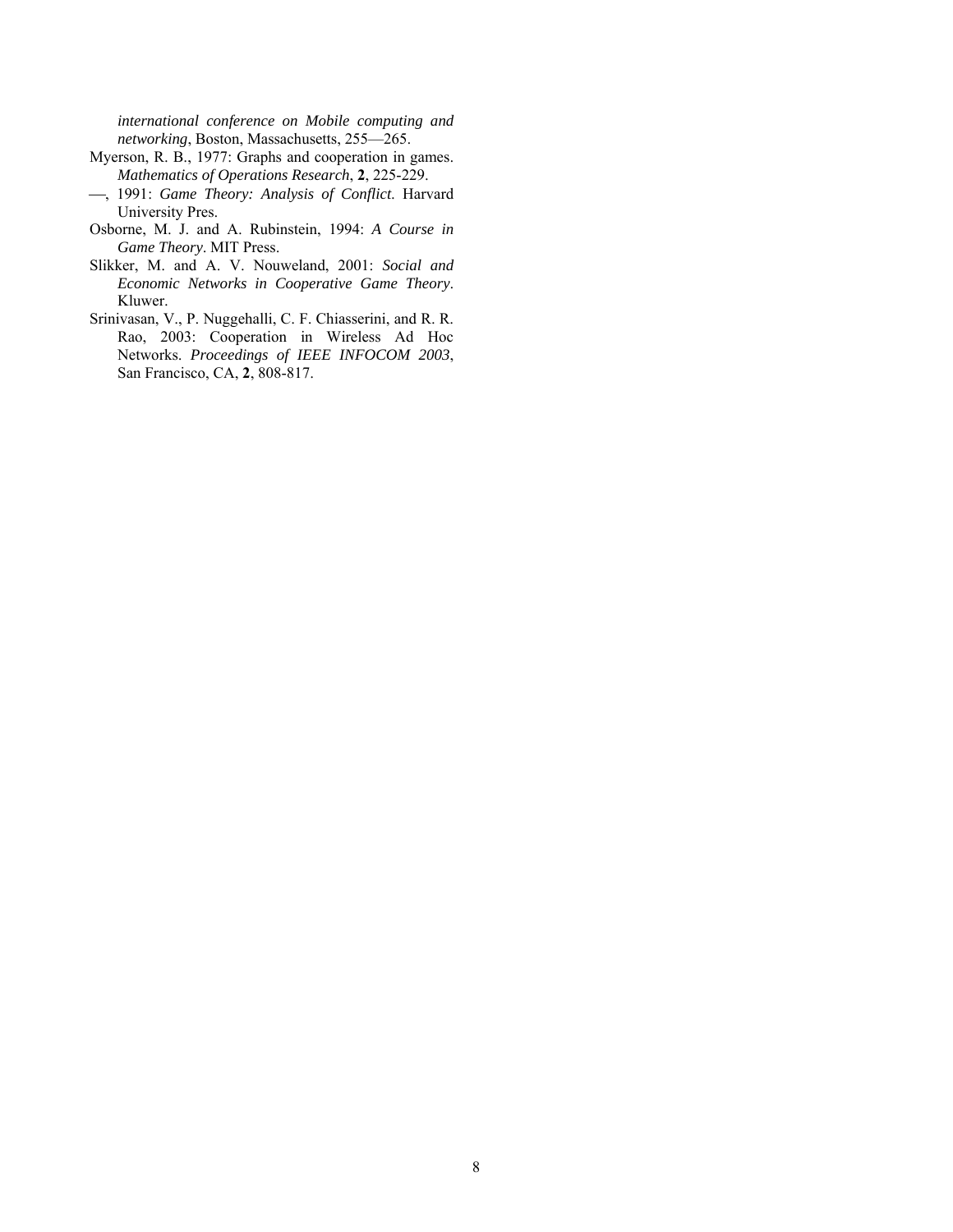*international conference on Mobile computing and networking*, Boston, Massachusetts, 255—265.

Myerson, R. B., 1977: Graphs and cooperation in games. *Mathematics of Operations Research*, **2**, 225-229.

—, 1991: *Game Theory: Analysis of Conflict.* Harvard University Pres.

Osborne, M. J. and A. Rubinstein, 1994: *A Course in Game Theory*. MIT Press.

Slikker, M. and A. V. Nouweland, 2001: *Social and Economic Networks in Cooperative Game Theory*. Kluwer.

Srinivasan, V., P. Nuggehalli, C. F. Chiasserini, and R. R. Rao, 2003: Cooperation in Wireless Ad Hoc Networks. *Proceedings of IEEE INFOCOM 2003*, San Francisco, CA, **2**, 808-817.